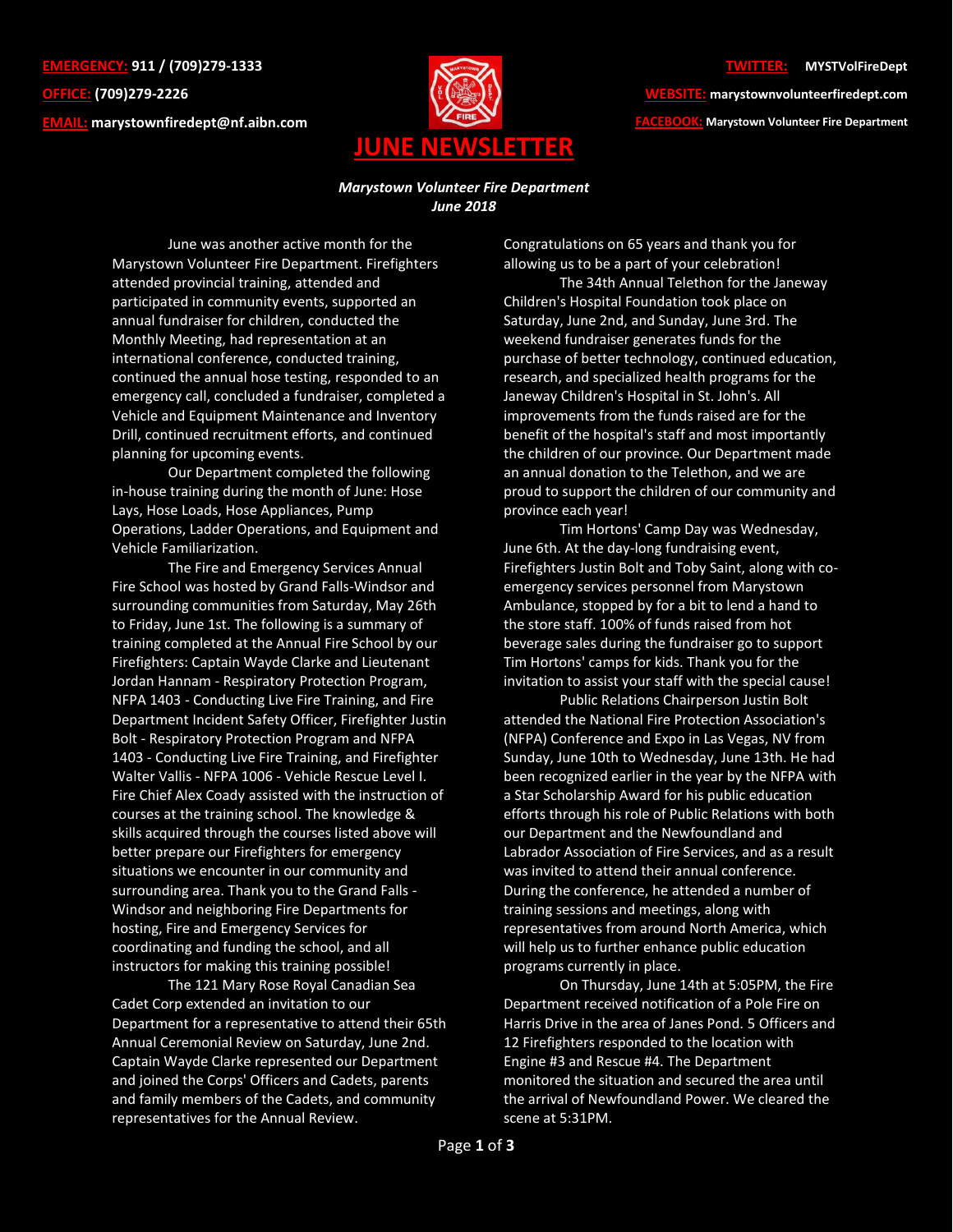**EMERGENCY:** 911 / (709)279-1333

**OFFICE:** (709)279-2226

**EMAIL:** marystownfiredept@nf.aibn.com

**TWITTER:** MYSTVolFireDept

**WEBSITE:** marystownvolunteerfiredept.com

**FACEBOOK:** Marystown Volunteer Fire Department

# JUNE NEWSLETTER

***Marystown Volunteer Fire Department***
***June 2018***

June was another active month for the Marystown Volunteer Fire Department. Firefighters attended provincial training, attended and participated in community events, supported an annual fundraiser for children, conducted the Monthly Meeting, had representation at an international conference, conducted training, continued the annual hose testing, responded to an emergency call, concluded a fundraiser, completed a Vehicle and Equipment Maintenance and Inventory Drill, continued recruitment efforts, and continued planning for upcoming events.

Our Department completed the following in-house training during the month of June: Hose Lays, Hose Loads, Hose Appliances, Pump Operations, Ladder Operations, and Equipment and Vehicle Familiarization.

The Fire and Emergency Services Annual Fire School was hosted by Grand Falls-Windsor and surrounding communities from Saturday, May 26th to Friday, June 1st. The following is a summary of training completed at the Annual Fire School by our Firefighters: Captain Wayde Clarke and Lieutenant Jordan Hannam - Respiratory Protection Program, NFPA 1403 - Conducting Live Fire Training, and Fire Department Incident Safety Officer, Firefighter Justin Bolt - Respiratory Protection Program and NFPA 1403 - Conducting Live Fire Training, and Firefighter Walter Vallis - NFPA 1006 - Vehicle Rescue Level I. Fire Chief Alex Coady assisted with the instruction of courses at the training school. The knowledge & skills acquired through the courses listed above will better prepare our Firefighters for emergency situations we encounter in our community and surrounding area. Thank you to the Grand Falls - Windsor and neighboring Fire Departments for hosting, Fire and Emergency Services for coordinating and funding the school, and all instructors for making this training possible!

The 121 Mary Rose Royal Canadian Sea Cadet Corp extended an invitation to our Department for a representative to attend their 65th Annual Ceremonial Review on Saturday, June 2nd. Captain Wayde Clarke represented our Department and joined the Corps' Officers and Cadets, parents and family members of the Cadets, and community representatives for the Annual Review. Congratulations on 65 years and thank you for allowing us to be a part of your celebration!

The 34th Annual Telethon for the Janeway Children's Hospital Foundation took place on Saturday, June 2nd, and Sunday, June 3rd. The weekend fundraiser generates funds for the purchase of better technology, continued education, research, and specialized health programs for the Janeway Children's Hospital in St. John's. All improvements from the funds raised are for the benefit of the hospital's staff and most importantly the children of our province. Our Department made an annual donation to the Telethon, and we are proud to support the children of our community and province each year!

Tim Hortons' Camp Day was Wednesday, June 6th. At the day-long fundraising event, Firefighters Justin Bolt and Toby Saint, along with co-emergency services personnel from Marystown Ambulance, stopped by for a bit to lend a hand to the store staff. 100% of funds raised from hot beverage sales during the fundraiser go to support Tim Hortons' camps for kids. Thank you for the invitation to assist your staff with the special cause!

Public Relations Chairperson Justin Bolt attended the National Fire Protection Association's (NFPA) Conference and Expo in Las Vegas, NV from Sunday, June 10th to Wednesday, June 13th. He had been recognized earlier in the year by the NFPA with a Star Scholarship Award for his public education efforts through his role of Public Relations with both our Department and the Newfoundland and Labrador Association of Fire Services, and as a result was invited to attend their annual conference. During the conference, he attended a number of training sessions and meetings, along with representatives from around North America, which will help us to further enhance public education programs currently in place.

On Thursday, June 14th at 5:05PM, the Fire Department received notification of a Pole Fire on Harris Drive in the area of Janes Pond. 5 Officers and 12 Firefighters responded to the location with Engine #3 and Rescue #4. The Department monitored the situation and secured the area until the arrival of Newfoundland Power. We cleared the scene at 5:31PM.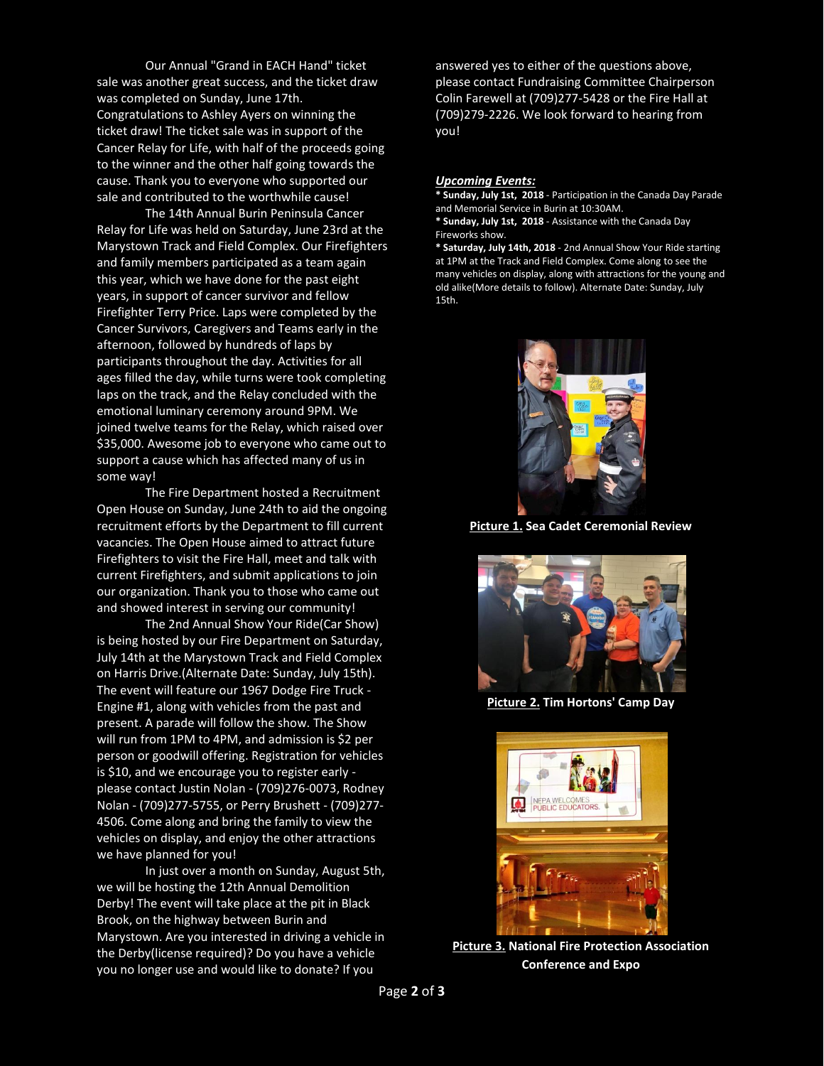Our Annual "Grand in EACH Hand" ticket sale was another great success, and the ticket draw was completed on Sunday, June 17th. Congratulations to Ashley Ayers on winning the ticket draw! The ticket sale was in support of the Cancer Relay for Life, with half of the proceeds going to the winner and the other half going towards the cause. Thank you to everyone who supported our sale and contributed to the worthwhile cause!

The 14th Annual Burin Peninsula Cancer Relay for Life was held on Saturday, June 23rd at the Marystown Track and Field Complex. Our Firefighters and family members participated as a team again this year, which we have done for the past eight years, in support of cancer survivor and fellow Firefighter Terry Price. Laps were completed by the Cancer Survivors, Caregivers and Teams early in the afternoon, followed by hundreds of laps by participants throughout the day. Activities for all ages filled the day, while turns were took completing laps on the track, and the Relay concluded with the emotional luminary ceremony around 9PM. We joined twelve teams for the Relay, which raised over $35,000. Awesome job to everyone who came out to support a cause which has affected many of us in some way!

The Fire Department hosted a Recruitment Open House on Sunday, June 24th to aid the ongoing recruitment efforts by the Department to fill current vacancies. The Open House aimed to attract future Firefighters to visit the Fire Hall, meet and talk with current Firefighters, and submit applications to join our organization. Thank you to those who came out and showed interest in serving our community!

The 2nd Annual Show Your Ride(Car Show) is being hosted by our Fire Department on Saturday, July 14th at the Marystown Track and Field Complex on Harris Drive.(Alternate Date: Sunday, July 15th). The event will feature our 1967 Dodge Fire Truck - Engine #1, along with vehicles from the past and present. A parade will follow the show. The Show will run from 1PM to 4PM, and admission is $2 per person or goodwill offering. Registration for vehicles is $10, and we encourage you to register early - please contact Justin Nolan - (709)276-0073, Rodney Nolan - (709)277-5755, or Perry Brushett - (709)277-4506. Come along and bring the family to view the vehicles on display, and enjoy the other attractions we have planned for you!

In just over a month on Sunday, August 5th, we will be hosting the 12th Annual Demolition Derby! The event will take place at the pit in Black Brook, on the highway between Burin and Marystown. Are you interested in driving a vehicle in the Derby(license required)? Do you have a vehicle you no longer use and would like to donate? If you answered yes to either of the questions above, please contact Fundraising Committee Chairperson Colin Farewell at (709)277-5428 or the Fire Hall at (709)279-2226. We look forward to hearing from you!

***Upcoming Events:***

**\* Sunday, July 1st, 2018** - Participation in the Canada Day Parade and Memorial Service in Burin at 10:30AM.

**\* Sunday, July 1st, 2018** - Assistance with the Canada Day Fireworks show.

**\* Saturday, July 14th, 2018** - 2nd Annual Show Your Ride starting at 1PM at the Track and Field Complex. Come along to see the many vehicles on display, along with attractions for the young and old alike(More details to follow). Alternate Date: Sunday, July 15th.

**Picture 1. Sea Cadet Ceremonial Review**

**Picture 2. Tim Hortons' Camp Day**

**Picture 3. National Fire Protection Association Conference and Expo**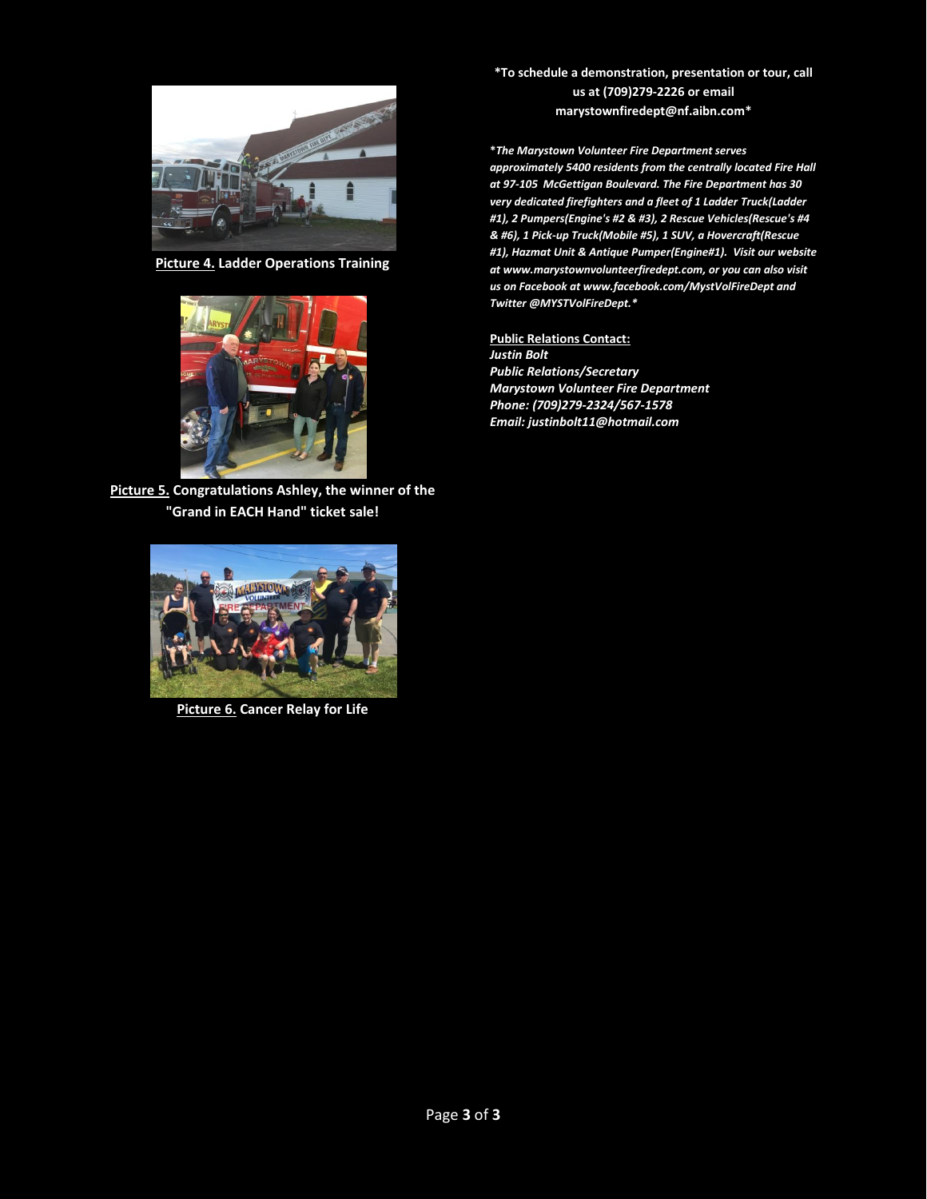**Picture 4.** **Ladder Operations Training**

**Picture 5.** **Congratulations Ashley, the winner of the "Grand in EACH Hand" ticket sale!**

**Picture 6.** **Cancer Relay for Life**

**\*To schedule a demonstration, presentation or tour, call us at (709)279-2226 or email marystownfiredept@nf.aibn.com\***

***The Marystown Volunteer Fire Department serves approximately 5400 residents from the centrally located Fire Hall at 97-105 McGettigan Boulevard. The Fire Department has 30 very dedicated firefighters and a fleet of 1 Ladder Truck(Ladder #1), 2 Pumpers(Engine's #2 & #3), 2 Rescue Vehicles(Rescue's #4 & #6), 1 Pick-up Truck(Mobile #5), 1 SUV, a Hovercraft(Rescue #1), Hazmat Unit & Antique Pumper(Engine#1). Visit our website at www.marystownvolunteerfiredept.com, or you can also visit us on Facebook at www.facebook.com/MystVolFireDept and Twitter @MYSTVolFireDept.***

**Public Relations Contact:**
***Justin Bolt***
***Public Relations/Secretary***
***Marystown Volunteer Fire Department***
***Phone: (709)279-2324/567-1578***
***Email: justinbolt11@hotmail.com***